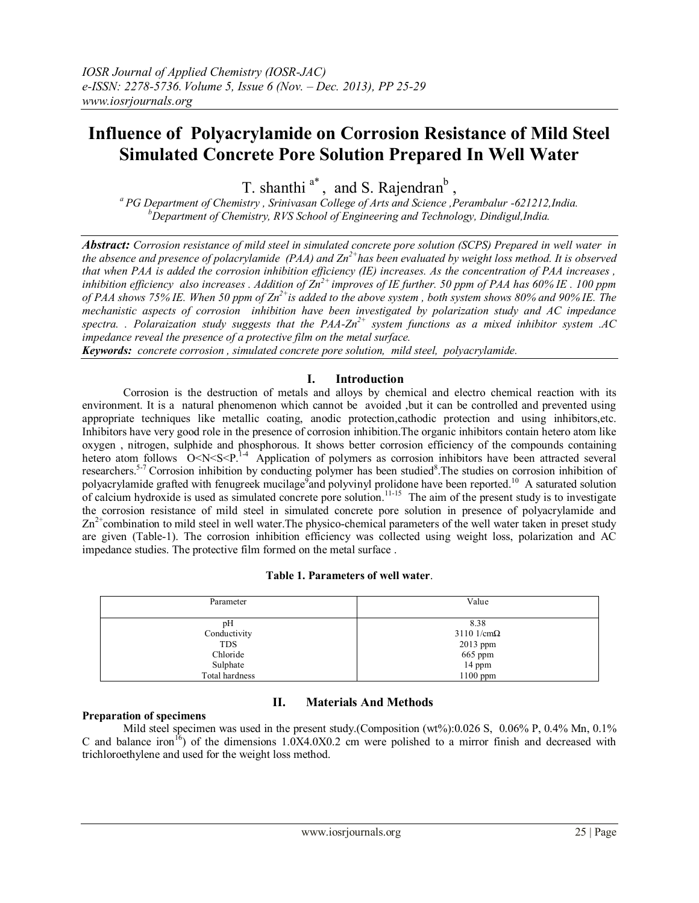# Influence of Polyacrylamide on Corrosion Resistance of Mild Steel Simulated Concrete Pore Solution Prepared In Well Water

T. shanthi [a*], and S. Rajendran [b],

[a] PG Department of Chemistry , Srinivasan College of Arts and Science ,Perambalur -621212,India.
[b] Department of Chemistry, RVS School of Engineering and Technology, Dindigul,India.

***Abstract:*** *Corrosion resistance of mild steel in simulated concrete pore solution (SCPS) Prepared in well water in the absence and presence of polacrylamide (PAA) and $Zn^{2+}$ has been evaluated by weight loss method. It is observed that when PAA is added the corrosion inhibition efficiency (IE) increases. As the concentration of PAA increases , inhibition efficiency also increases . Addition of $Zn^{2+}$ improves of IE further. 50 ppm of PAA has 60% IE . 100 ppm of PAA shows 75% IE. When 50 ppm of $Zn^{2+}$ is added to the above system , both system shows 80% and 90% IE. The mechanistic aspects of corrosion inhibition have been investigated by polarization study and AC impedance spectra. . Polaraization study suggests that the PAA-$Zn^{2+}$ system functions as a mixed inhibitor system .AC impedance reveal the presence of a protective film on the metal surface.*

***Keywords:*** *concrete corrosion , simulated concrete pore solution, mild steel, polyacrylamide.*

## I. Introduction

Corrosion is the destruction of metals and alloys by chemical and electro chemical reaction with its environment. It is a natural phenomenon which cannot be avoided ,but it can be controlled and prevented using appropriate techniques like metallic coating, anodic protection,cathodic protection and using inhibitors,etc. Inhibitors have very good role in the presence of corrosion inhibition.The organic inhibitors contain hetero atom like oxygen , nitrogen, sulphide and phosphorous. It shows better corrosion efficiency of the compounds containing hetero atom follows O<N<S<P.[1-4] Application of polymers as corrosion inhibitors have been attracted several researchers.[5-7] Corrosion inhibition by conducting polymer has been studied[8].The studies on corrosion inhibition of polyacrylamide grafted with fenugreek mucilage[9] and polyvinyl prolidone have been reported.[10] A saturated solution of calcium hydroxide is used as simulated concrete pore solution.[11-15] The aim of the present study is to investigate the corrosion resistance of mild steel in simulated concrete pore solution in presence of polyacrylamide and $Zn^{2+}$ combination to mild steel in well water.The physico-chemical parameters of the well water taken in preset study are given (Table-1). The corrosion inhibition efficiency was collected using weight loss, polarization and AC impedance studies. The protective film formed on the metal surface .

**Table 1. Parameters of well water**.

| Parameter | Value |
|---|---|
| pH | 8.38 |
| Conductivity | 3110 1/cmΩ |
| TDS | 2013 ppm |
| Chloride | 665 ppm |
| Sulphate | 14 ppm |
| Total hardness | 1100 ppm |

## II. Materials And Methods

**Preparation of specimens**

Mild steel specimen was used in the present study.(Composition (wt%):0.026 S, 0.06% P, 0.4% Mn, 0.1% C and balance iron[16]) of the dimensions 1.0X4.0X0.2 cm were polished to a mirror finish and decreased with trichloroethylene and used for the weight loss method.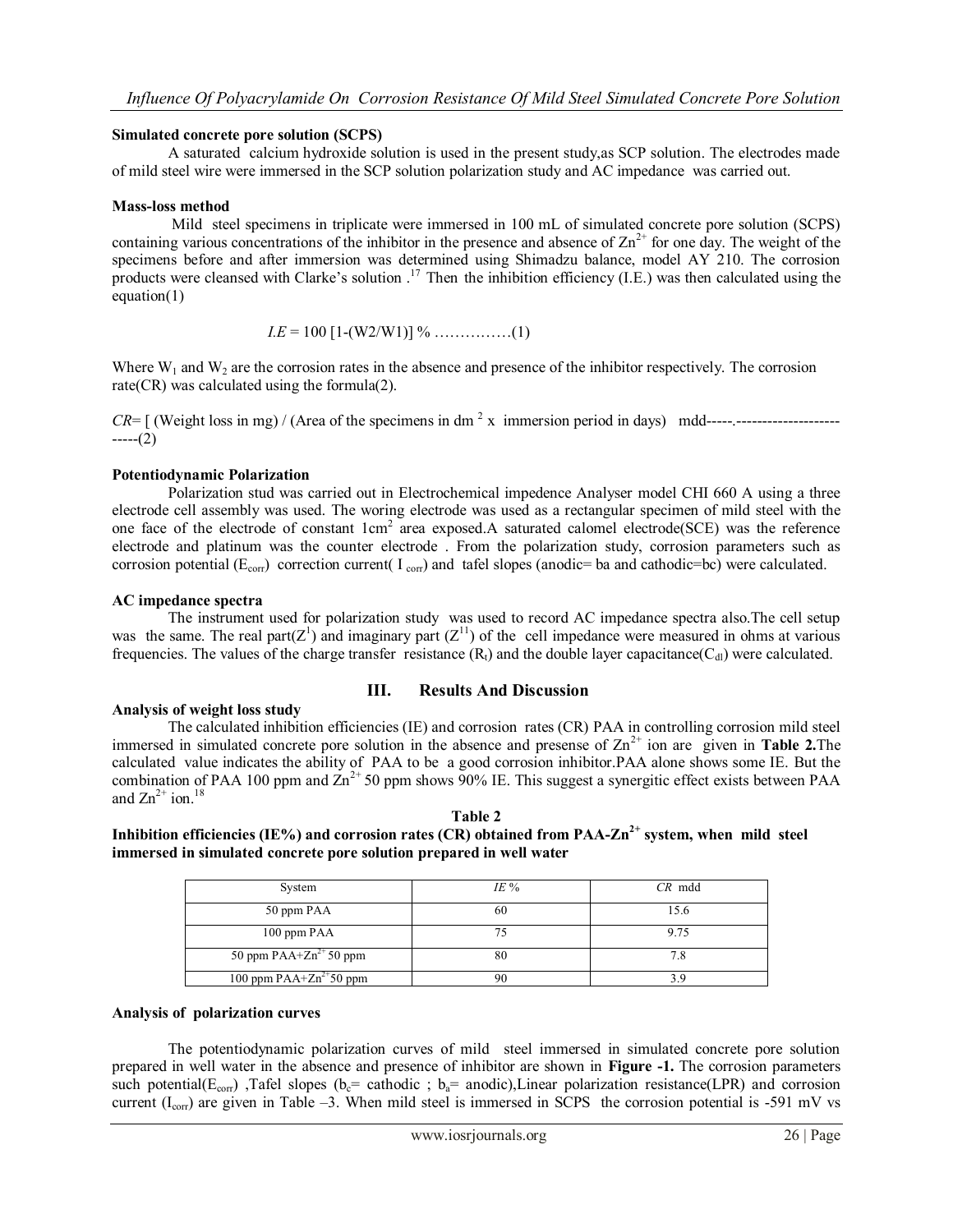**Simulated concrete pore solution (SCPS)**

A saturated calcium hydroxide solution is used in the present study,as SCP solution. The electrodes made of mild steel wire were immersed in the SCP solution polarization study and AC impedance was carried out.

**Mass-loss method**

Mild steel specimens in triplicate were immersed in 100 mL of simulated concrete pore solution (SCPS) containing various concentrations of the inhibitor in the presence and absence of $Zn^{2+}$ for one day. The weight of the specimens before and after immersion was determined using Shimadzu balance, model AY 210. The corrosion products were cleansed with Clarke's solution .[17] Then the inhibition efficiency (I.E.) was then calculated using the equation(1)

$$I.E = 100\ [1-(W2/W1)]\ \% \ \ldots\ldots\ldots\ldots\ldots (1)$$

Where $W_1$ and $W_2$ are the corrosion rates in the absence and presence of the inhibitor respectively. The corrosion rate(CR) was calculated using the formula(2).

*CR*= [ (Weight loss in mg) / (Area of the specimens in $dm^2$ x immersion period in days) mdd-----.-------------------------(2)

**Potentiodynamic Polarization**

Polarization stud was carried out in Electrochemical impedence Analyser model CHI 660 A using a three electrode cell assembly was used. The woring electrode was used as a rectangular specimen of mild steel with the one face of the electrode of constant $1cm^2$ area exposed.A saturated calomel electrode(SCE) was the reference electrode and platinum was the counter electrode . From the polarization study, corrosion parameters such as corrosion potential ($E_{corr}$) correction current( $I_{corr}$) and tafel slopes (anodic= ba and cathodic=bc) were calculated.

**AC impedance spectra**

The instrument used for polarization study was used to record AC impedance spectra also.The cell setup was the same. The real part($Z^{I}$) and imaginary part ($Z^{II}$) of the cell impedance were measured in ohms at various frequencies. The values of the charge transfer resistance ($R_t$) and the double layer capacitance($C_{dl}$) were calculated.

## III. Results And Discussion

**Analysis of weight loss study**

The calculated inhibition efficiencies (IE) and corrosion rates (CR) PAA in controlling corrosion mild steel immersed in simulated concrete pore solution in the absence and presense of $Zn^{2+}$ ion are given in **Table 2.**The calculated value indicates the ability of PAA to be a good corrosion inhibitor.PAA alone shows some IE. But the combination of PAA 100 ppm and $Zn^{2+}$ 50 ppm shows 90% IE. This suggest a synergitic effect exists between PAA and $Zn^{2+}$ ion.[18]

**Table 2**
**Inhibition efficiencies (IE%) and corrosion rates (CR) obtained from PAA-$Zn^{2+}$ system, when mild steel immersed in simulated concrete pore solution prepared in well water**

| System | *IE* % | *CR* mdd |
|---|---|---|
| 50 ppm PAA | 60 | 15.6 |
| 100 ppm PAA | 75 | 9.75 |
| 50 ppm PAA+$Zn^{2+}$ 50 ppm | 80 | 7.8 |
| 100 ppm PAA+$Zn^{2+}$ 50 ppm | 90 | 3.9 |

**Analysis of polarization curves**

The potentiodynamic polarization curves of mild steel immersed in simulated concrete pore solution prepared in well water in the absence and presence of inhibitor are shown in **Figure -1.** The corrosion parameters such potential($E_{corr}$) ,Tafel slopes ($b_c$= cathodic ; $b_a$= anodic),Linear polarization resistance(LPR) and corrosion current ($I_{corr}$) are given in Table –3. When mild steel is immersed in SCPS the corrosion potential is -591 mV vs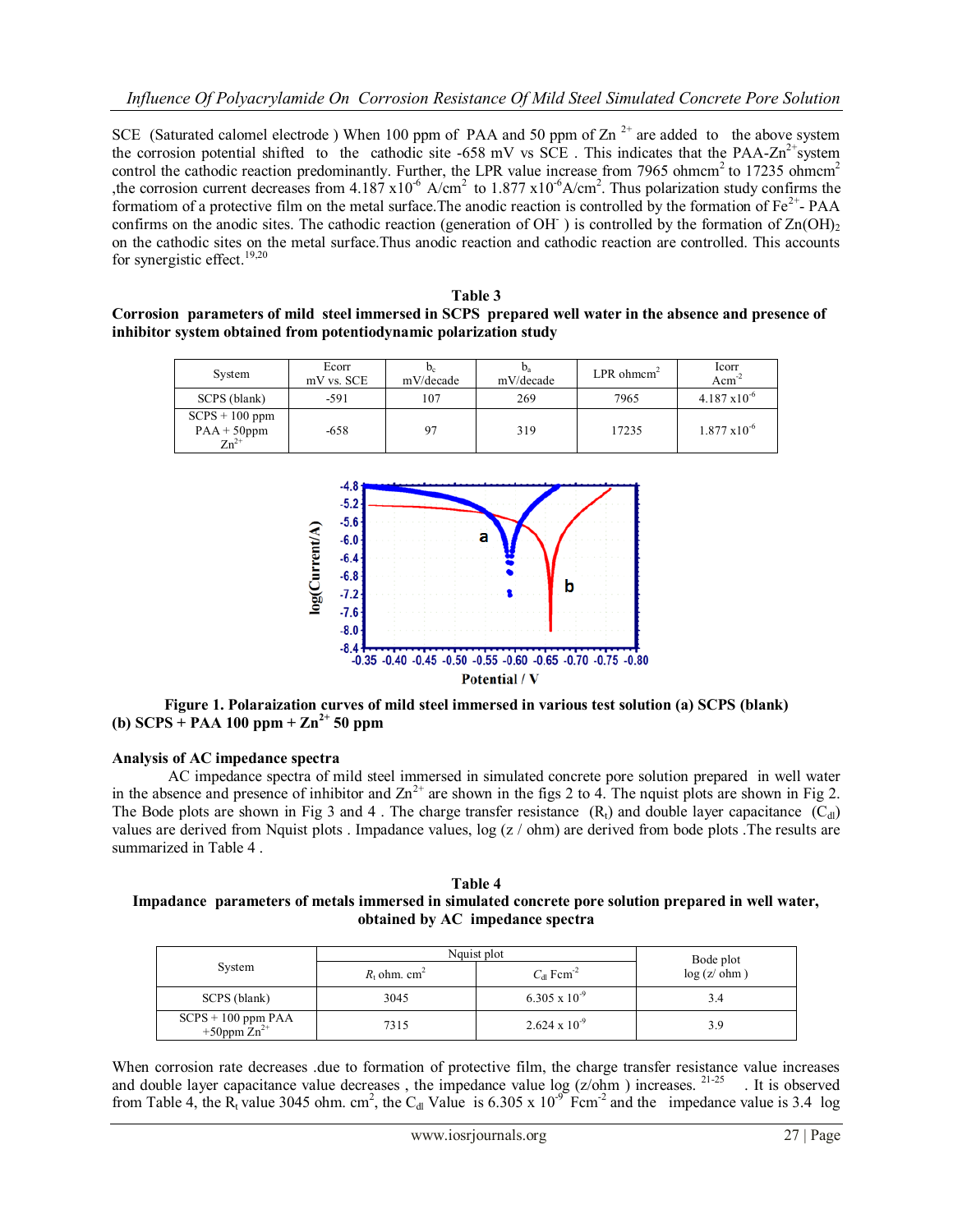SCE (Saturated calomel electrode ) When 100 ppm of PAA and 50 ppm of $Zn^{2+}$ are added to the above system the corrosion potential shifted to the cathodic site -658 mV vs SCE . This indicates that the PAA-$Zn^{2+}$system control the cathodic reaction predominantly. Further, the LPR value increase from 7965 ohmcm$^2$ to 17235 ohmcm$^2$ ,the corrosion current decreases from 4.187 x$10^{-6}$ A/cm$^2$ to 1.877 x$10^{-6}$A/cm$^2$. Thus polarization study confirms the formatiom of a protective film on the metal surface.The anodic reaction is controlled by the formation of $Fe^{2+}$- PAA confirms on the anodic sites. The cathodic reaction (generation of $OH^-$ ) is controlled by the formation of $Zn(OH)_2$ on the cathodic sites on the metal surface.Thus anodic reaction and cathodic reaction are controlled. This accounts for synergistic effect.[19,20]

**Table 3**
**Corrosion parameters of mild steel immersed in SCPS prepared well water in the absence and presence of inhibitor system obtained from potentiodynamic polarization study**

| System | Ecorr mV vs. SCE | $b_c$ mV/decade | $b_a$ mV/decade | LPR ohmcm$^2$ | Icorr Acm$^{-2}$ |
|---|---|---|---|---|---|
| SCPS (blank) | -591 | 107 | 269 | 7965 | 4.187 x$10^{-6}$ |
| SCPS + 100 ppm PAA + 50ppm $Zn^{2+}$ | -658 | 97 | 319 | 17235 | 1.877 x$10^{-6}$ |

**Figure 1. Polaraization curves of mild steel immersed in various test solution (a) SCPS (blank) (b) SCPS + PAA 100 ppm + $Zn^{2+}$ 50 ppm**

**Analysis of AC impedance spectra**

AC impedance spectra of mild steel immersed in simulated concrete pore solution prepared in well water in the absence and presence of inhibitor and $Zn^{2+}$ are shown in the figs 2 to 4. The nquist plots are shown in Fig 2. The Bode plots are shown in Fig 3 and 4 . The charge transfer resistance ($R_t$) and double layer capacitance ($C_{dl}$) values are derived from Nquist plots . Impadance values, log (z / ohm) are derived from bode plots .The results are summarized in Table 4 .

**Table 4**
**Impadance parameters of metals immersed in simulated concrete pore solution prepared in well water, obtained by AC impedance spectra**

| System | Nquist plot | | Bode plot |
|---|---|---|---|
| | $R_t$ ohm. cm$^2$ | $C_{dl}$ Fcm$^{-2}$ | log (z/ ohm ) |
| SCPS (blank) | 3045 | 6.305 x $10^{-9}$ | 3.4 |
| SCPS + 100 ppm PAA +50ppm $Zn^{2+}$ | 7315 | 2.624 x $10^{-9}$ | 3.9 |

When corrosion rate decreases .due to formation of protective film, the charge transfer resistance value increases and double layer capacitance value decreases , the impedance value log (z/ohm ) increases. [21-25] . It is observed from Table 4, the $R_t$ value 3045 ohm. cm$^2$, the $C_{dl}$ Value is 6.305 x $10^{-9}$ Fcm$^{-2}$ and the impedance value is 3.4 log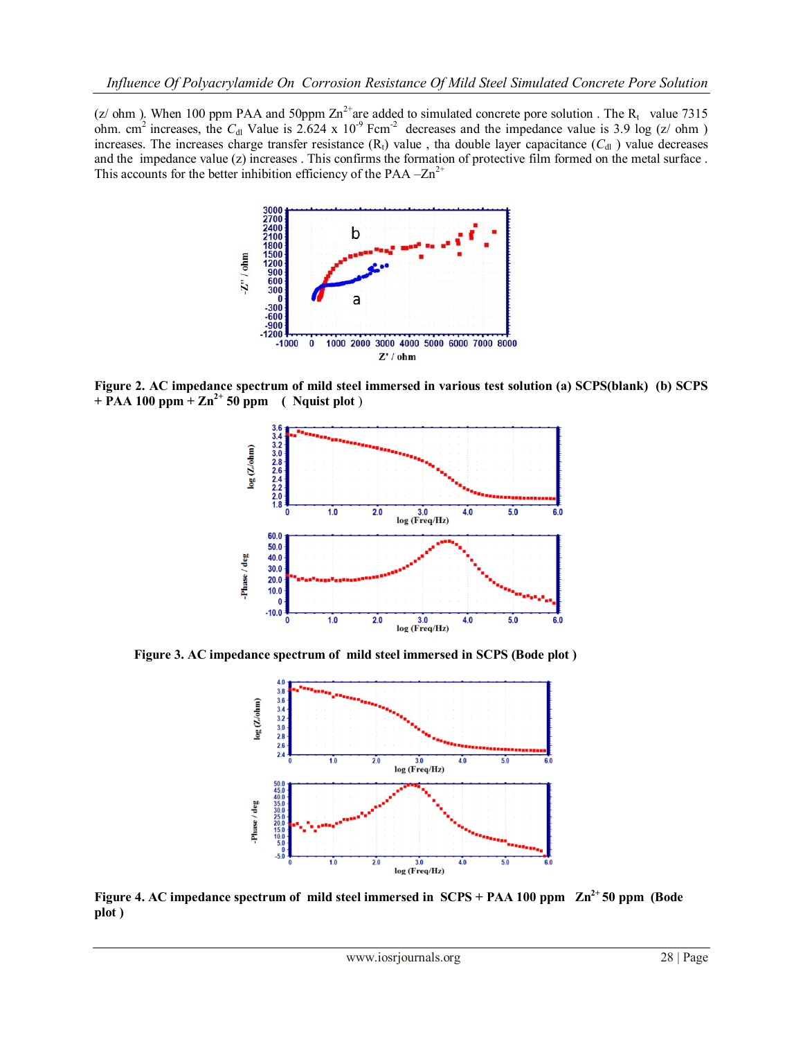(z/ ohm ). When 100 ppm PAA and 50ppm $Zn^{2+}$are added to simulated concrete pore solution . The $R_t$ value 7315 ohm. $cm^2$ increases, the $C_{dl}$ Value is 2.624 x $10^{-9}$ $Fcm^{-2}$ decreases and the impedance value is 3.9 log (z/ ohm ) increases. The increases charge transfer resistance ($R_t$) value , tha double layer capacitance ($C_{dl}$ ) value decreases and the impedance value (z) increases . This confirms the formation of protective film formed on the metal surface . This accounts for the better inhibition efficiency of the PAA –$Zn^{2+}$

**Figure 2. AC impedance spectrum of mild steel immersed in various test solution (a) SCPS(blank) (b) SCPS + PAA 100 ppm + $Zn^{2+}$ 50 ppm ( Nquist plot )**

**Figure 3. AC impedance spectrum of mild steel immersed in SCPS (Bode plot )**

**Figure 4. AC impedance spectrum of mild steel immersed in SCPS + PAA 100 ppm $Zn^{2+}$ 50 ppm (Bode plot )**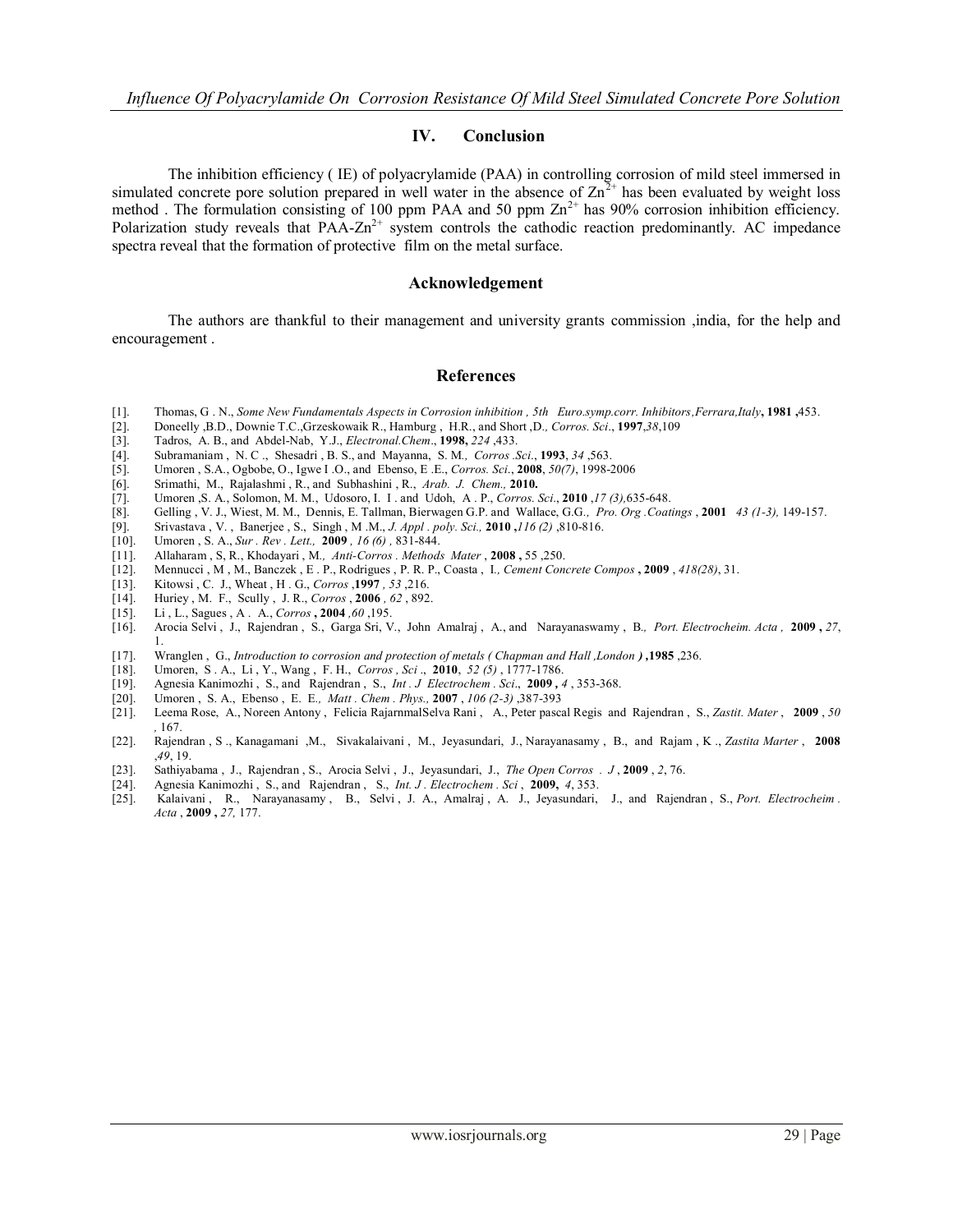## IV. Conclusion

The inhibition efficiency ( IE) of polyacrylamide (PAA) in controlling corrosion of mild steel immersed in simulated concrete pore solution prepared in well water in the absence of $Zn^{2+}$ has been evaluated by weight loss method . The formulation consisting of 100 ppm PAA and 50 ppm $Zn^{2+}$ has 90% corrosion inhibition efficiency. Polarization study reveals that PAA-$Zn^{2+}$ system controls the cathodic reaction predominantly. AC impedance spectra reveal that the formation of protective film on the metal surface.

## Acknowledgement

The authors are thankful to their management and university grants commission ,india, for the help and encouragement .

## References

[1]. Thomas, G . N., *Some New Fundamentals Aspects in Corrosion inhibition , 5th Euro.symp.corr. Inhibitors,Ferrara,Italy*, **1981** ,453.

[2]. Doneelly ,B.D., Downie T.C.,Grzeskowaik R., Hamburg , H.R., and Short ,D., *Corros. Sci*., **1997**,*38*,109

[3]. Tadros, A. B., and Abdel-Nab, Y.J., *Electronal.Chem*., **1998,** *224* ,433.

[4]. Subramaniam , N. C ., Shesadri , B. S., and Mayanna, S. M., *Corros .Sci*., **1993**, *34* ,563.

[5]. Umoren , S.A., Ogbobe, O., Igwe I .O., and Ebenso, E .E., *Corros. Sci*., **2008**, *50(7)*, 1998-2006

[6]. Srimathi, M., Rajalashmi , R., and Subhashini , R., *Arab. J. Chem.,* **2010.**

[7]. Umoren ,S. A., Solomon, M. M., Udosoro, I. I . and Udoh, A . P., *Corros. Sci*., **2010** ,*17 (3)*,635-648.

[8]. Gelling , V. J., Wiest, M. M., Dennis, E. Tallman, Bierwagen G.P. and Wallace, G.G., *Pro. Org .Coatings* , **2001** *43 (1-3),* 149-157.

[9]. Srivastava , V. , Banerjee , S., Singh , M .M., *J. Appl . poly. Sci.,* **2010 ,***116 (2)* ,810-816.

[10]. Umoren , S. A., *Sur . Rev . Lett.,* **2009** *, 16 (6) ,* 831-844.

[11]. Allaharam , S, R., Khodayari , M., *Anti-Corros . Methods Mater* , **2008 ,** 55 ,250.

[12]. Mennucci , M , M., Banczek , E . P., Rodrigues , P. R. P., Coasta , I., *Cement Concrete Compos* **, 2009** , *418(28)*, 31.

[13]. Kitowsi , C. J., Wheat , H . G., *Corros* ,**1997** *, 53* ,216.

[14]. Huriey , M. F., Scully , J. R., *Corros* , **2006** *, 62* , 892.

[15]. Li , L., Sagues , A . A., *Corros* **, 2004** *,60* ,195.

[16]. Arocia Selvi , J., Rajendran , S., Garga Sri, V., John Amalraj , A., and Narayanaswamy , B., *Port. Electrocheim. Acta ,* **2009 ,** *27*, 1.

[17]. Wranglen , G., *Introduction to corrosion and protection of metals ( Chapman and Hall ,London )* **,1985** ,236.

[18]. Umoren, S . A., Li , Y., Wang , F. H., *Corros , Sci* ., **2010**, *52 (5)* , 1777-1786.

[19]. Agnesia Kanimozhi , S., and Rajendran , S., *Int . J Electrochem . Sci*., **2009 ,** *4* , 353-368.

[20]. Umoren , S. A., Ebenso , E. E., *Matt . Chem . Phys.,* **2007** , *106 (2-3)* ,387-393

[21]. Leema Rose, A., Noreen Antony , Felicia RajarnmalSelva Rani , A., Peter pascal Regis and Rajendran , S., *Zastit. Mater* , **2009** , *50 ,* 167.

[22]. Rajendran , S ., Kanagamani ,M., Sivakalaivani , M., Jeyasundari, J., Narayanasamy , B., and Rajam , K ., *Zastita Marter* , **2008** ,*49*, 19.

[23]. Sathiyabama , J., Rajendran , S., Arocia Selvi , J., Jeyasundari, J., *The Open Corros . J* , **2009** , *2*, 76.

[24]. Agnesia Kanimozhi , S., and Rajendran , S., *Int. J . Electrochem . Sci* , **2009,** *4*, 353.

[25]. Kalaivani , R., Narayanasamy , B., Selvi , J. A., Amalraj , A. J., Jeyasundari, J., and Rajendran , S., *Port. Electrocheim . Acta* , **2009 ,** *27,* 177.